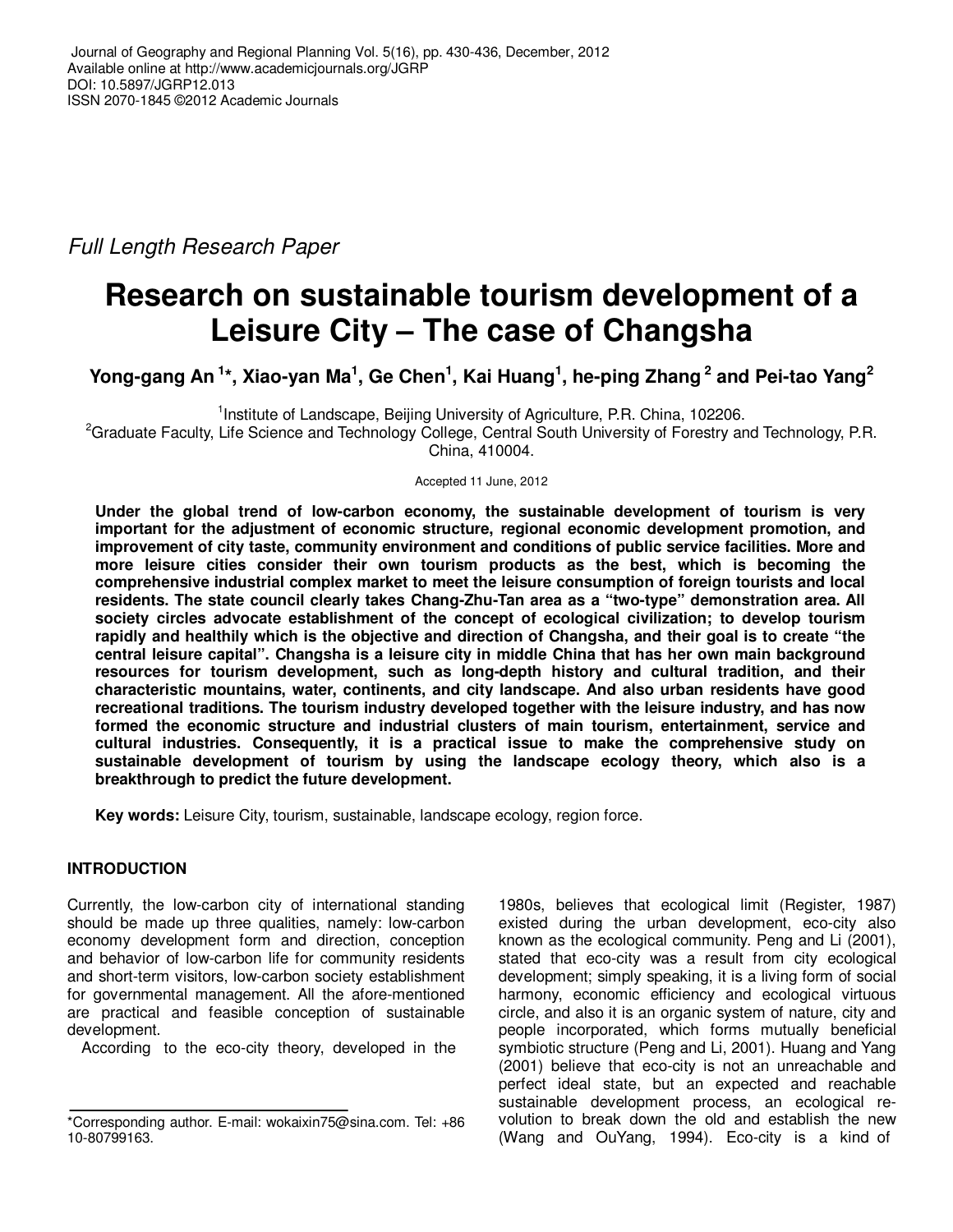*Full Length Research Paper*

# Research on sustainable tourism development of a Leisure City – The case of Changsha

**Yong-gang An [1]*, Xiao-yan Ma[1], Ge Chen[1], Kai Huang[1], he-ping Zhang [2] and Pei-tao Yang[2]**

[1]Institute of Landscape, Beijing University of Agriculture, P.R. China, 102206.
[2]Graduate Faculty, Life Science and Technology College, Central South University of Forestry and Technology, P.R. China, 410004.

Accepted 11 June, 2012

**Under the global trend of low-carbon economy, the sustainable development of tourism is very important for the adjustment of economic structure, regional economic development promotion, and improvement of city taste, community environment and conditions of public service facilities. More and more leisure cities consider their own tourism products as the best, which is becoming the comprehensive industrial complex market to meet the leisure consumption of foreign tourists and local residents. The state council clearly takes Chang-Zhu-Tan area as a "two-type" demonstration area. All society circles advocate establishment of the concept of ecological civilization; to develop tourism rapidly and healthily which is the objective and direction of Changsha, and their goal is to create "the central leisure capital". Changsha is a leisure city in middle China that has her own main background resources for tourism development, such as long-depth history and cultural tradition, and their characteristic mountains, water, continents, and city landscape. And also urban residents have good recreational traditions. The tourism industry developed together with the leisure industry, and has now formed the economic structure and industrial clusters of main tourism, entertainment, service and cultural industries. Consequently, it is a practical issue to make the comprehensive study on sustainable development of tourism by using the landscape ecology theory, which also is a breakthrough to predict the future development.**

**Key words:** Leisure City, tourism, sustainable, landscape ecology, region force.

## INTRODUCTION

Currently, the low-carbon city of international standing should be made up three qualities, namely: low-carbon economy development form and direction, conception and behavior of low-carbon life for community residents and short-term visitors, low-carbon society establishment for governmental management. All the afore-mentioned are practical and feasible conception of sustainable development.

According to the eco-city theory, developed in the 1980s, believes that ecological limit (Register, 1987) existed during the urban development, eco-city also known as the ecological community. Peng and Li (2001), stated that eco-city was a result from city ecological development; simply speaking, it is a living form of social harmony, economic efficiency and ecological virtuous circle, and also it is an organic system of nature, city and people incorporated, which forms mutually beneficial symbiotic structure (Peng and Li, 2001). Huang and Yang (2001) believe that eco-city is not an unreachable and perfect ideal state, but an expected and reachable sustainable development process, an ecological re-volution to break down the old and establish the new (Wang and OuYang, 1994). Eco-city is a kind of

*Corresponding author. E-mail: wokaixin75@sina.com. Tel: +86 10-80799163.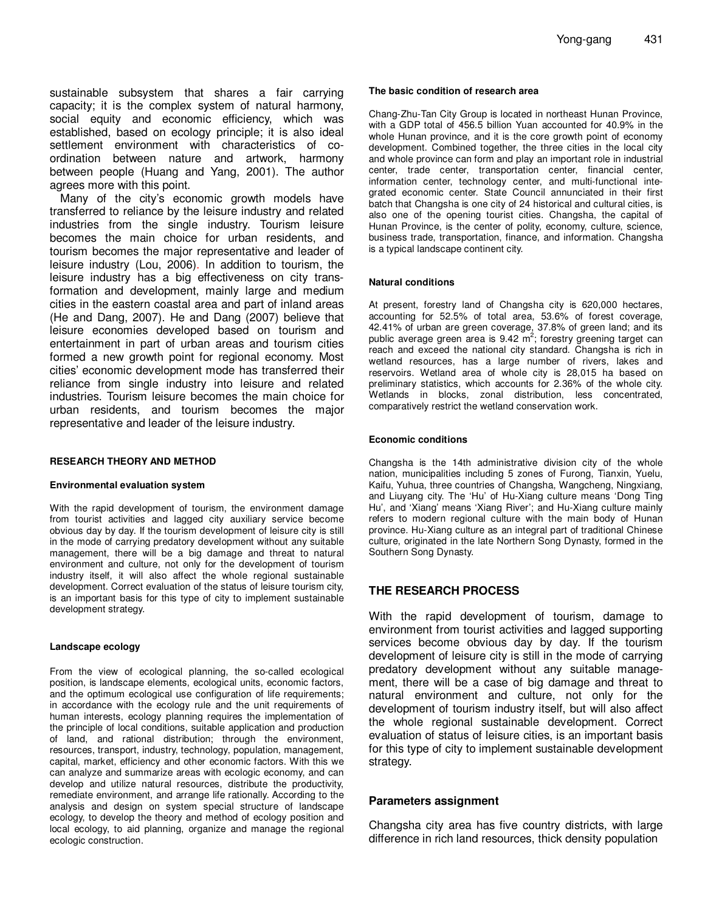sustainable subsystem that shares a fair carrying capacity; it is the complex system of natural harmony, social equity and economic efficiency, which was established, based on ecology principle; it is also ideal settlement environment with characteristics of co-ordination between nature and artwork, harmony between people (Huang and Yang, 2001). The author agrees more with this point.

Many of the city's economic growth models have transferred to reliance by the leisure industry and related industries from the single industry. Tourism leisure becomes the main choice for urban residents, and tourism becomes the major representative and leader of leisure industry (Lou, 2006). In addition to tourism, the leisure industry has a big effectiveness on city transformation and development, mainly large and medium cities in the eastern coastal area and part of inland areas (He and Dang, 2007). He and Dang (2007) believe that leisure economies developed based on tourism and entertainment in part of urban areas and tourism cities formed a new growth point for regional economy. Most cities' economic development mode has transferred their reliance from single industry into leisure and related industries. Tourism leisure becomes the main choice for urban residents, and tourism becomes the major representative and leader of the leisure industry.

## RESEARCH THEORY AND METHOD

### Environmental evaluation system

With the rapid development of tourism, the environment damage from tourist activities and lagged city auxiliary service become obvious day by day. If the tourism development of leisure city is still in the mode of carrying predatory development without any suitable management, there will be a big damage and threat to natural environment and culture, not only for the development of tourism industry itself, it will also affect the whole regional sustainable development. Correct evaluation of the status of leisure tourism city, is an important basis for this type of city to implement sustainable development strategy.

### Landscape ecology

From the view of ecological planning, the so-called ecological position, is landscape elements, ecological units, economic factors, and the optimum ecological use configuration of life requirements; in accordance with the ecology rule and the unit requirements of human interests, ecology planning requires the implementation of the principle of local conditions, suitable application and production of land, and rational distribution; through the environment, resources, transport, industry, technology, population, management, capital, market, efficiency and other economic factors. With this we can analyze and summarize areas with ecologic economy, and can develop and utilize natural resources, distribute the productivity, remediate environment, and arrange life rationally. According to the analysis and design on system special structure of landscape ecology, to develop the theory and method of ecology position and local ecology, to aid planning, organize and manage the regional ecologic construction.

### The basic condition of research area

Chang-Zhu-Tan City Group is located in northeast Hunan Province, with a GDP total of 456.5 billion Yuan accounted for 40.9% in the whole Hunan province, and it is the core growth point of economy development. Combined together, the three cities in the local city and whole province can form and play an important role in industrial center, trade center, transportation center, financial center, information center, technology center, and multi-functional integrated economic center. State Council annunciated in their first batch that Changsha is one city of 24 historical and cultural cities, is also one of the opening tourist cities. Changsha, the capital of Hunan Province, is the center of polity, economy, culture, science, business trade, transportation, finance, and information. Changsha is a typical landscape continent city.

### Natural conditions

At present, forestry land of Changsha city is 620,000 hectares, accounting for 52.5% of total area, 53.6% of forest coverage, 42.41% of urban are green coverage, 37.8% of green land; and its public average green area is 9.42 $m^2$; forestry greening target can reach and exceed the national city standard. Changsha is rich in wetland resources, has a large number of rivers, lakes and reservoirs. Wetland area of whole city is 28,015 ha based on preliminary statistics, which accounts for 2.36% of the whole city. Wetlands in blocks, zonal distribution, less concentrated, comparatively restrict the wetland conservation work.

### Economic conditions

Changsha is the 14th administrative division city of the whole nation, municipalities including 5 zones of Furong, Tianxin, Yuelu, Kaifu, Yuhua, three countries of Changsha, Wangcheng, Ningxiang, and Liuyang city. The 'Hu' of Hu-Xiang culture means 'Dong Ting Hu', and 'Xiang' means 'Xiang River'; and Hu-Xiang culture mainly refers to modern regional culture with the main body of Hunan province. Hu-Xiang culture as an integral part of traditional Chinese culture, originated in the late Northern Song Dynasty, formed in the Southern Song Dynasty.

## THE RESEARCH PROCESS

With the rapid development of tourism, damage to environment from tourist activities and lagged supporting services become obvious day by day. If the tourism development of leisure city is still in the mode of carrying predatory development without any suitable management, there will be a case of big damage and threat to natural environment and culture, not only for the development of tourism industry itself, but will also affect the whole regional sustainable development. Correct evaluation of status of leisure cities, is an important basis for this type of city to implement sustainable development strategy.

### Parameters assignment

Changsha city area has five country districts, with large difference in rich land resources, thick density population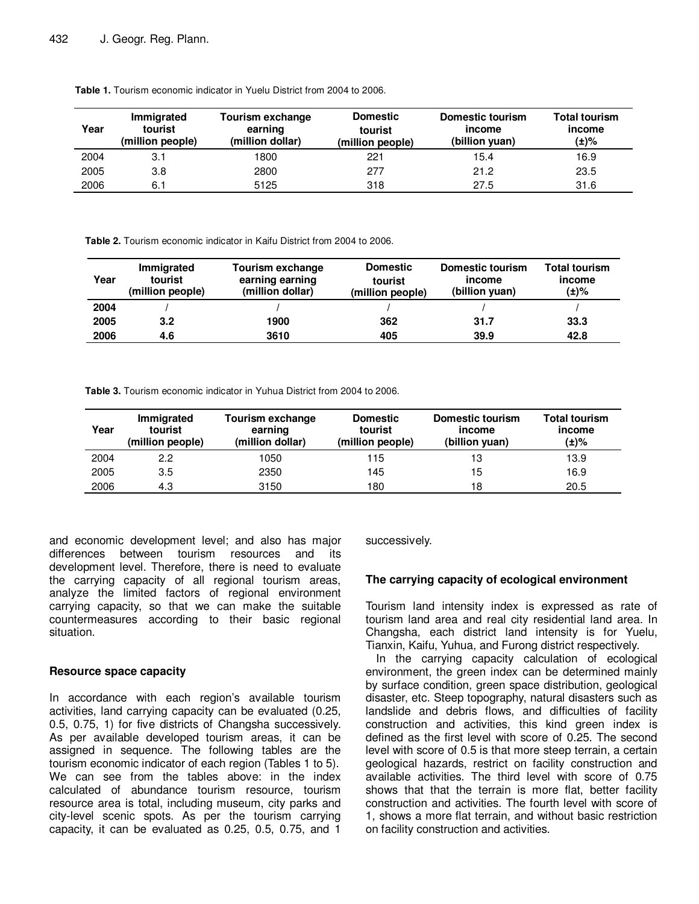**Table 1.** Tourism economic indicator in Yuelu District from 2004 to 2006.

| Year | Immigrated tourist (million people) | Tourism exchange earning (million dollar) | Domestic tourist (million people) | Domestic tourism income (billion yuan) | Total tourism income (±)% |
|---|---|---|---|---|---|
| 2004 | 3.1 | 1800 | 221 | 15.4 | 16.9 |
| 2005 | 3.8 | 2800 | 277 | 21.2 | 23.5 |
| 2006 | 6.1 | 5125 | 318 | 27.5 | 31.6 |

**Table 2.** Tourism economic indicator in Kaifu District from 2004 to 2006.

| Year | Immigrated tourist (million people) | Tourism exchange earning earning (million dollar) | Domestic tourist (million people) | Domestic tourism income (billion yuan) | Total tourism income (±)% |
|---|---|---|---|---|---|
| **2004** | / | / | / | / | / |
| **2005** | **3.2** | **1900** | **362** | **31.7** | **33.3** |
| **2006** | **4.6** | **3610** | **405** | **39.9** | **42.8** |

**Table 3.** Tourism economic indicator in Yuhua District from 2004 to 2006.

| Year | Immigrated tourist (million people) | Tourism exchange earning (million dollar) | Domestic tourist (million people) | Domestic tourism income (billion yuan) | Total tourism income (±)% |
|---|---|---|---|---|---|
| 2004 | 2.2 | 1050 | 115 | 13 | 13.9 |
| 2005 | 3.5 | 2350 | 145 | 15 | 16.9 |
| 2006 | 4.3 | 3150 | 180 | 18 | 20.5 |

and economic development level; and also has major differences between tourism resources and its development level. Therefore, there is need to evaluate the carrying capacity of all regional tourism areas, analyze the limited factors of regional environment carrying capacity, so that we can make the suitable countermeasures according to their basic regional situation.

## Resource space capacity

In accordance with each region's available tourism activities, land carrying capacity can be evaluated (0.25, 0.5, 0.75, 1) for five districts of Changsha successively. As per available developed tourism areas, it can be assigned in sequence. The following tables are the tourism economic indicator of each region (Tables 1 to 5). We can see from the tables above: in the index calculated of abundance tourism resource, tourism resource area is total, including museum, city parks and city-level scenic spots. As per the tourism carrying capacity, it can be evaluated as 0.25, 0.5, 0.75, and 1 successively.

## The carrying capacity of ecological environment

Tourism land intensity index is expressed as rate of tourism land area and real city residential land area. In Changsha, each district land intensity is for Yuelu, Tianxin, Kaifu, Yuhua, and Furong district respectively.

In the carrying capacity calculation of ecological environment, the green index can be determined mainly by surface condition, green space distribution, geological disaster, etc. Steep topography, natural disasters such as landslide and debris flows, and difficulties of facility construction and activities, this kind green index is defined as the first level with score of 0.25. The second level with score of 0.5 is that more steep terrain, a certain geological hazards, restrict on facility construction and available activities. The third level with score of 0.75 shows that that the terrain is more flat, better facility construction and activities. The fourth level with score of 1, shows a more flat terrain, and without basic restriction on facility construction and activities.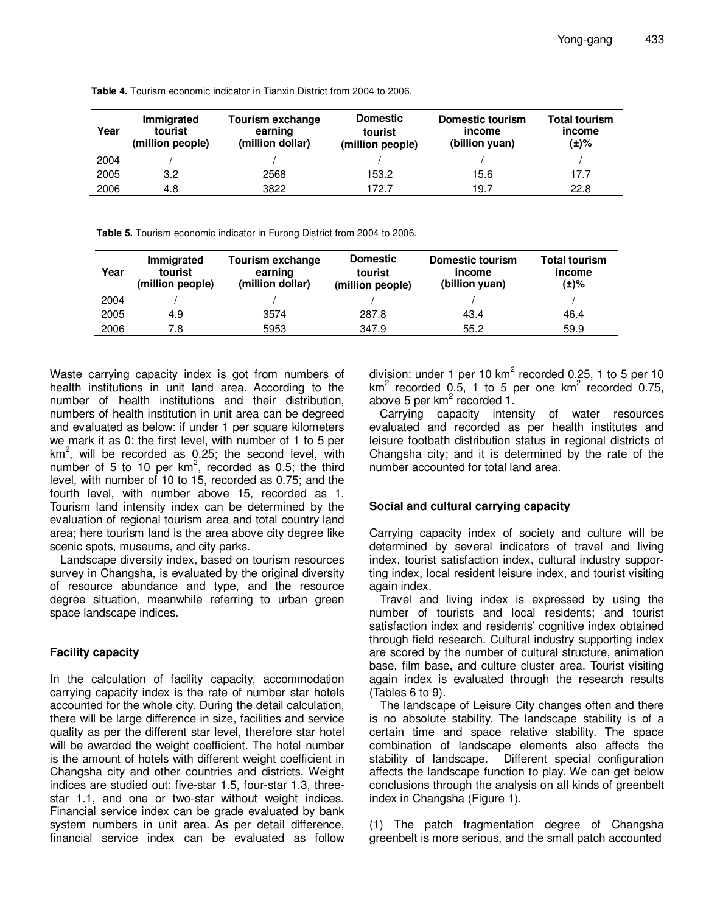**Table 4.** Tourism economic indicator in Tianxin District from 2004 to 2006.

| Year | Immigrated tourist (million people) | Tourism exchange earning (million dollar) | Domestic tourist (million people) | Domestic tourism income (billion yuan) | Total tourism income (±)% |
|---|---|---|---|---|---|
| 2004 | / | / | / | / | / |
| 2005 | 3.2 | 2568 | 153.2 | 15.6 | 17.7 |
| 2006 | 4.8 | 3822 | 172.7 | 19.7 | 22.8 |

**Table 5.** Tourism economic indicator in Furong District from 2004 to 2006.

| Year | Immigrated tourist (million people) | Tourism exchange earning (million dollar) | Domestic tourist (million people) | Domestic tourism income (billion yuan) | Total tourism income (±)% |
|---|---|---|---|---|---|
| 2004 | / | / | / | / | / |
| 2005 | 4.9 | 3574 | 287.8 | 43.4 | 46.4 |
| 2006 | 7.8 | 5953 | 347.9 | 55.2 | 59.9 |

Waste carrying capacity index is got from numbers of health institutions in unit land area. According to the number of health institutions and their distribution, numbers of health institution in unit area can be degreed and evaluated as below: if under 1 per square kilometers we mark it as 0; the first level, with number of 1 to 5 per km$^2$, will be recorded as 0.25; the second level, with number of 5 to 10 per km$^2$, recorded as 0.5; the third level, with number of 10 to 15, recorded as 0.75; and the fourth level, with number above 15, recorded as 1. Tourism land intensity index can be determined by the evaluation of regional tourism area and total country land area; here tourism land is the area above city degree like scenic spots, museums, and city parks.

Landscape diversity index, based on tourism resources survey in Changsha, is evaluated by the original diversity of resource abundance and type, and the resource degree situation, meanwhile referring to urban green space landscape indices.

## Facility capacity

In the calculation of facility capacity, accommodation carrying capacity index is the rate of number star hotels accounted for the whole city. During the detail calculation, there will be large difference in size, facilities and service quality as per the different star level, therefore star hotel will be awarded the weight coefficient. The hotel number is the amount of hotels with different weight coefficient in Changsha city and other countries and districts. Weight indices are studied out: five-star 1.5, four-star 1.3, three-star 1.1, and one or two-star without weight indices. Financial service index can be grade evaluated by bank system numbers in unit area. As per detail difference, financial service index can be evaluated as follow division: under 1 per 10 km$^2$ recorded 0.25, 1 to 5 per 10 km$^2$ recorded 0.5, 1 to 5 per one km$^2$ recorded 0.75, above 5 per km$^2$ recorded 1.

Carrying capacity intensity of water resources evaluated and recorded as per health institutes and leisure footbath distribution status in regional districts of Changsha city; and it is determined by the rate of the number accounted for total land area.

## Social and cultural carrying capacity

Carrying capacity index of society and culture will be determined by several indicators of travel and living index, tourist satisfaction index, cultural industry supporting index, local resident leisure index, and tourist visiting again index.

Travel and living index is expressed by using the number of tourists and local residents; and tourist satisfaction index and residents' cognitive index obtained through field research. Cultural industry supporting index are scored by the number of cultural structure, animation base, film base, and culture cluster area. Tourist visiting again index is evaluated through the research results (Tables 6 to 9).

The landscape of Leisure City changes often and there is no absolute stability. The landscape stability is of a certain time and space relative stability. The space combination of landscape elements also affects the stability of landscape. Different special configuration affects the landscape function to play. We can get below conclusions through the analysis on all kinds of greenbelt index in Changsha (Figure 1).

(1) The patch fragmentation degree of Changsha greenbelt is more serious, and the small patch accounted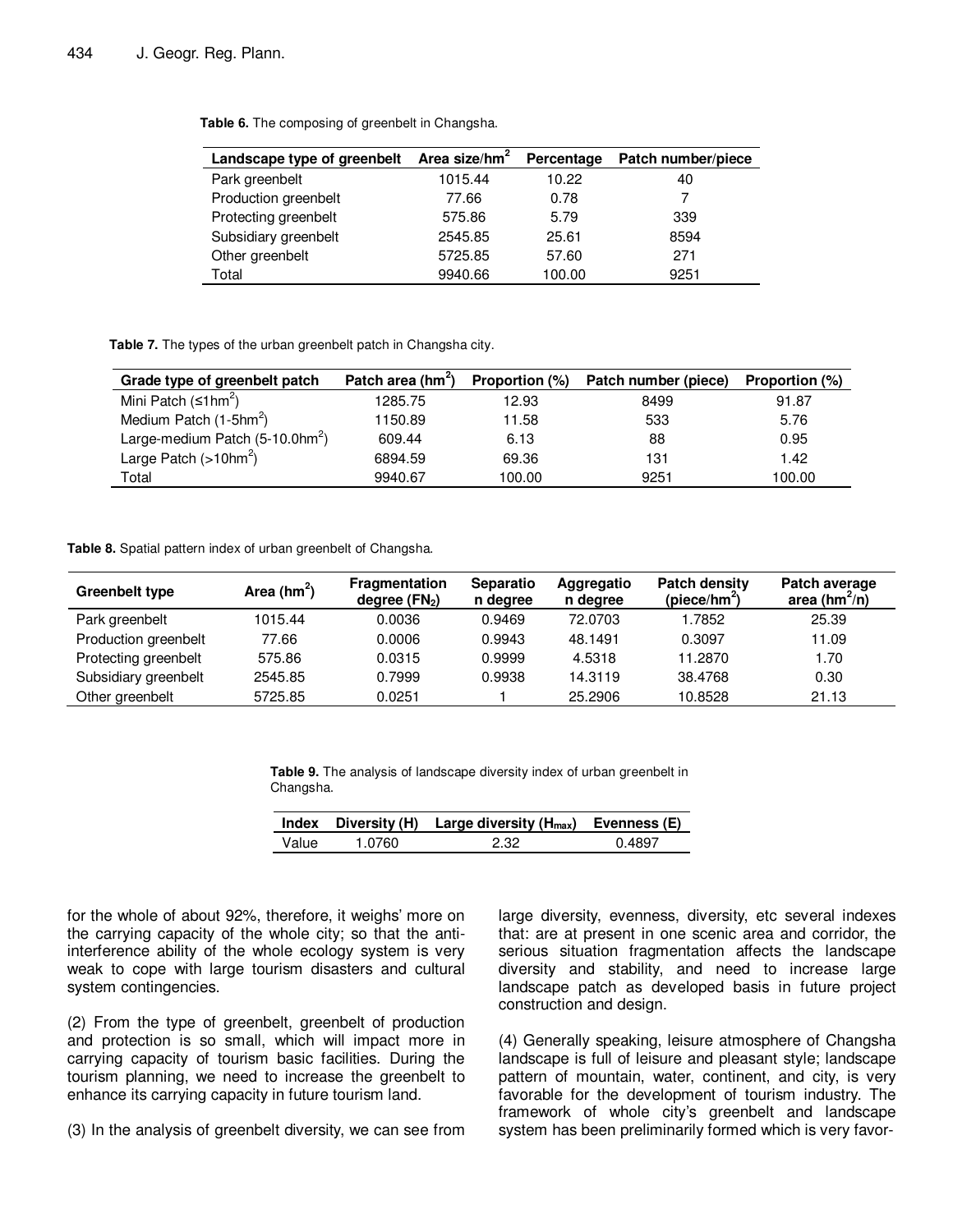**Table 6.** The composing of greenbelt in Changsha.

| Landscape type of greenbelt | Area size/hm$^2$ | Percentage | Patch number/piece |
|---|---|---|---|
| Park greenbelt | 1015.44 | 10.22 | 40 |
| Production greenbelt | 77.66 | 0.78 | 7 |
| Protecting greenbelt | 575.86 | 5.79 | 339 |
| Subsidiary greenbelt | 2545.85 | 25.61 | 8594 |
| Other greenbelt | 5725.85 | 57.60 | 271 |
| Total | 9940.66 | 100.00 | 9251 |

**Table 7.** The types of the urban greenbelt patch in Changsha city.

| Grade type of greenbelt patch | Patch area (hm$^2$) | Proportion (%) | Patch number (piece) | Proportion (%) |
|---|---|---|---|---|
| Mini Patch (≤1hm$^2$) | 1285.75 | 12.93 | 8499 | 91.87 |
| Medium Patch (1-5hm$^2$) | 1150.89 | 11.58 | 533 | 5.76 |
| Large-medium Patch (5-10.0hm$^2$) | 609.44 | 6.13 | 88 | 0.95 |
| Large Patch (>10hm$^2$) | 6894.59 | 69.36 | 131 | 1.42 |
| Total | 9940.67 | 100.00 | 9251 | 100.00 |

**Table 8.** Spatial pattern index of urban greenbelt of Changsha.

| Greenbelt type | Area (hm$^2$) | Fragmentation degree ($FN_2$) | Separation degree | Aggregation degree | Patch density (piece/hm$^2$) | Patch average area (hm$^2$/n) |
|---|---|---|---|---|---|---|
| Park greenbelt | 1015.44 | 0.0036 | 0.9469 | 72.0703 | 1.7852 | 25.39 |
| Production greenbelt | 77.66 | 0.0006 | 0.9943 | 48.1491 | 0.3097 | 11.09 |
| Protecting greenbelt | 575.86 | 0.0315 | 0.9999 | 4.5318 | 11.2870 | 1.70 |
| Subsidiary greenbelt | 2545.85 | 0.7999 | 0.9938 | 14.3119 | 38.4768 | 0.30 |
| Other greenbelt | 5725.85 | 0.0251 | 1 | 25.2906 | 10.8528 | 21.13 |

**Table 9.** The analysis of landscape diversity index of urban greenbelt in Changsha.

| Index | Diversity (H) | Large diversity ($H_{max}$) | Evenness (E) |
|---|---|---|---|
| Value | 1.0760 | 2.32 | 0.4897 |

for the whole of about 92%, therefore, it weighs' more on the carrying capacity of the whole city; so that the anti-interference ability of the whole ecology system is very weak to cope with large tourism disasters and cultural system contingencies.

(2) From the type of greenbelt, greenbelt of production and protection is so small, which will impact more in carrying capacity of tourism basic facilities. During the tourism planning, we need to increase the greenbelt to enhance its carrying capacity in future tourism land.

(3) In the analysis of greenbelt diversity, we can see from large diversity, evenness, diversity, etc several indexes that: are at present in one scenic area and corridor, the serious situation fragmentation affects the landscape diversity and stability, and need to increase large landscape patch as developed basis in future project construction and design.

(4) Generally speaking, leisure atmosphere of Changsha landscape is full of leisure and pleasant style; landscape pattern of mountain, water, continent, and city, is very favorable for the development of tourism industry. The framework of whole city's greenbelt and landscape system has been preliminarily formed which is very favor-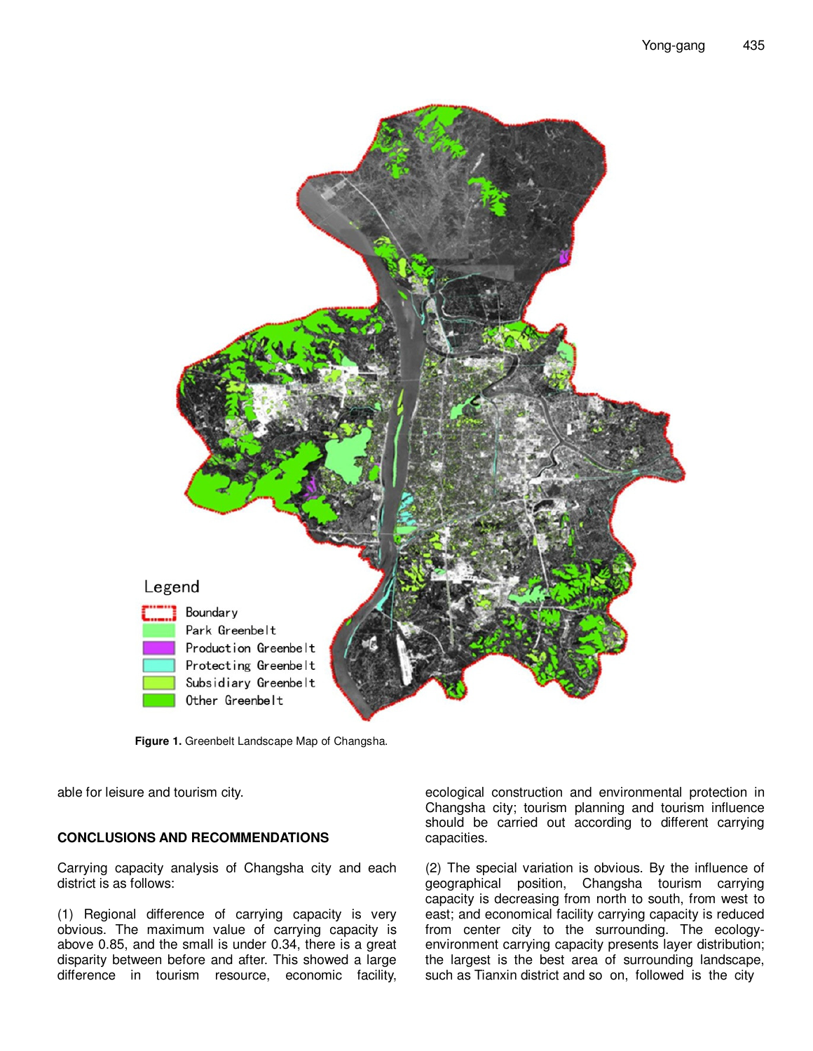Figure 1. Greenbelt Landscape Map of Changsha.

able for leisure and tourism city.

## CONCLUSIONS AND RECOMMENDATIONS

Carrying capacity analysis of Changsha city and each district is as follows:

(1) Regional difference of carrying capacity is very obvious. The maximum value of carrying capacity is above 0.85, and the small is under 0.34, there is a great disparity between before and after. This showed a large difference in tourism resource, economic facility, ecological construction and environmental protection in Changsha city; tourism planning and tourism influence should be carried out according to different carrying capacities.

(2) The special variation is obvious. By the influence of geographical position, Changsha tourism carrying capacity is decreasing from north to south, from west to east; and economical facility carrying capacity is reduced from center city to the surrounding. The ecology-environment carrying capacity presents layer distribution; the largest is the best area of surrounding landscape, such as Tianxin district and so on, followed is the city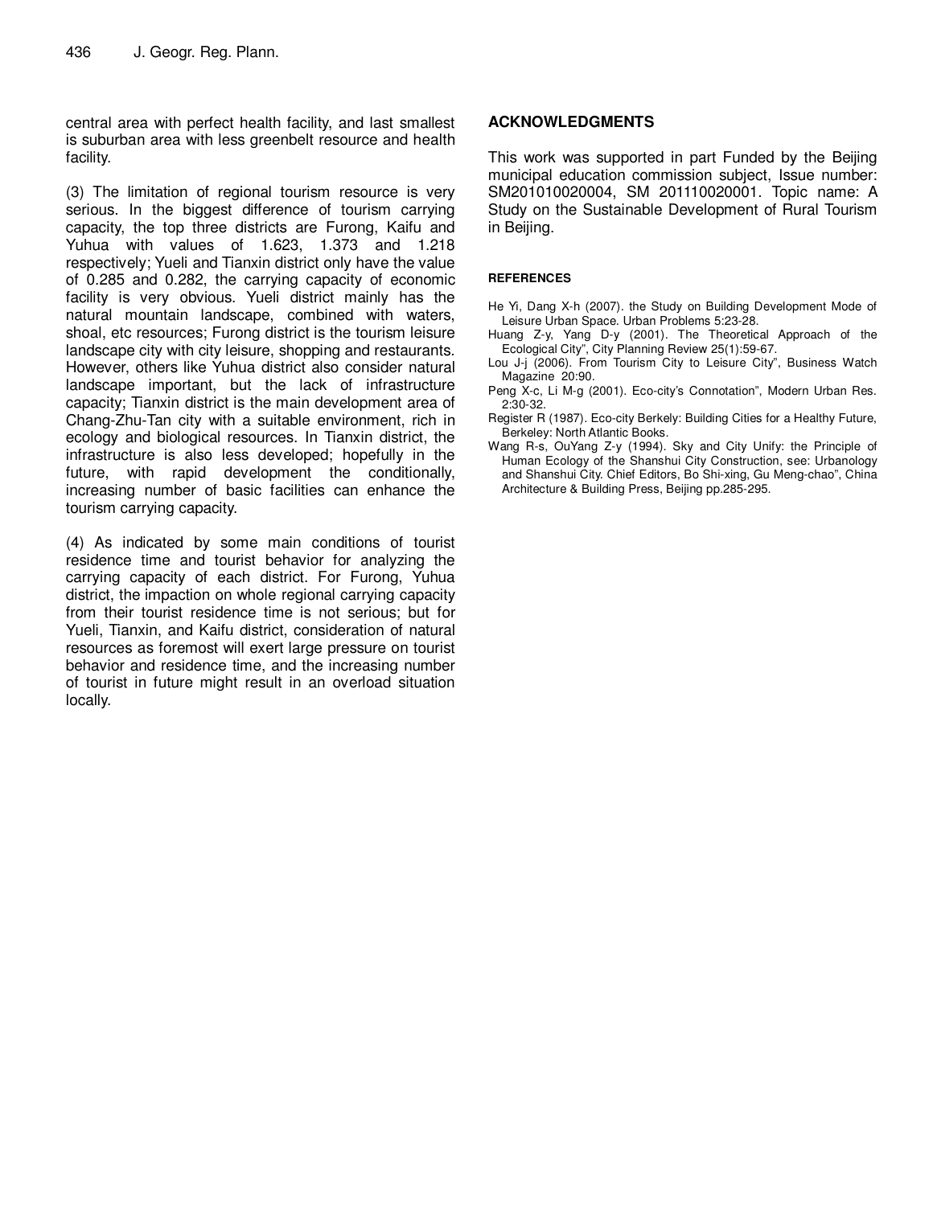central area with perfect health facility, and last smallest is suburban area with less greenbelt resource and health facility.

(3) The limitation of regional tourism resource is very serious. In the biggest difference of tourism carrying capacity, the top three districts are Furong, Kaifu and Yuhua with values of 1.623, 1.373 and 1.218 respectively; Yueli and Tianxin district only have the value of 0.285 and 0.282, the carrying capacity of economic facility is very obvious. Yueli district mainly has the natural mountain landscape, combined with waters, shoal, etc resources; Furong district is the tourism leisure landscape city with city leisure, shopping and restaurants. However, others like Yuhua district also consider natural landscape important, but the lack of infrastructure capacity; Tianxin district is the main development area of Chang-Zhu-Tan city with a suitable environment, rich in ecology and biological resources. In Tianxin district, the infrastructure is also less developed; hopefully in the future, with rapid development the conditionally, increasing number of basic facilities can enhance the tourism carrying capacity.

(4) As indicated by some main conditions of tourist residence time and tourist behavior for analyzing the carrying capacity of each district. For Furong, Yuhua district, the impaction on whole regional carrying capacity from their tourist residence time is not serious; but for Yueli, Tianxin, and Kaifu district, consideration of natural resources as foremost will exert large pressure on tourist behavior and residence time, and the increasing number of tourist in future might result in an overload situation locally.

## ACKNOWLEDGMENTS

This work was supported in part Funded by the Beijing municipal education commission subject, Issue number: SM201010020004, SM 201110020001. Topic name: A Study on the Sustainable Development of Rural Tourism in Beijing.

## REFERENCES

He Yi, Dang X-h (2007). the Study on Building Development Mode of Leisure Urban Space. Urban Problems 5:23-28.

Huang Z-y, Yang D-y (2001). The Theoretical Approach of the Ecological City", City Planning Review 25(1):59-67.

Lou J-j (2006). From Tourism City to Leisure City", Business Watch Magazine 20:90.

Peng X-c, Li M-g (2001). Eco-city's Connotation", Modern Urban Res. 2:30-32.

Register R (1987). Eco-city Berkely: Building Cities for a Healthy Future, Berkeley: North Atlantic Books.

Wang R-s, OuYang Z-y (1994). Sky and City Unify: the Principle of Human Ecology of the Shanshui City Construction, see: Urbanology and Shanshui City. Chief Editors, Bo Shi-xing, Gu Meng-chao", China Architecture & Building Press, Beijing pp.285-295.